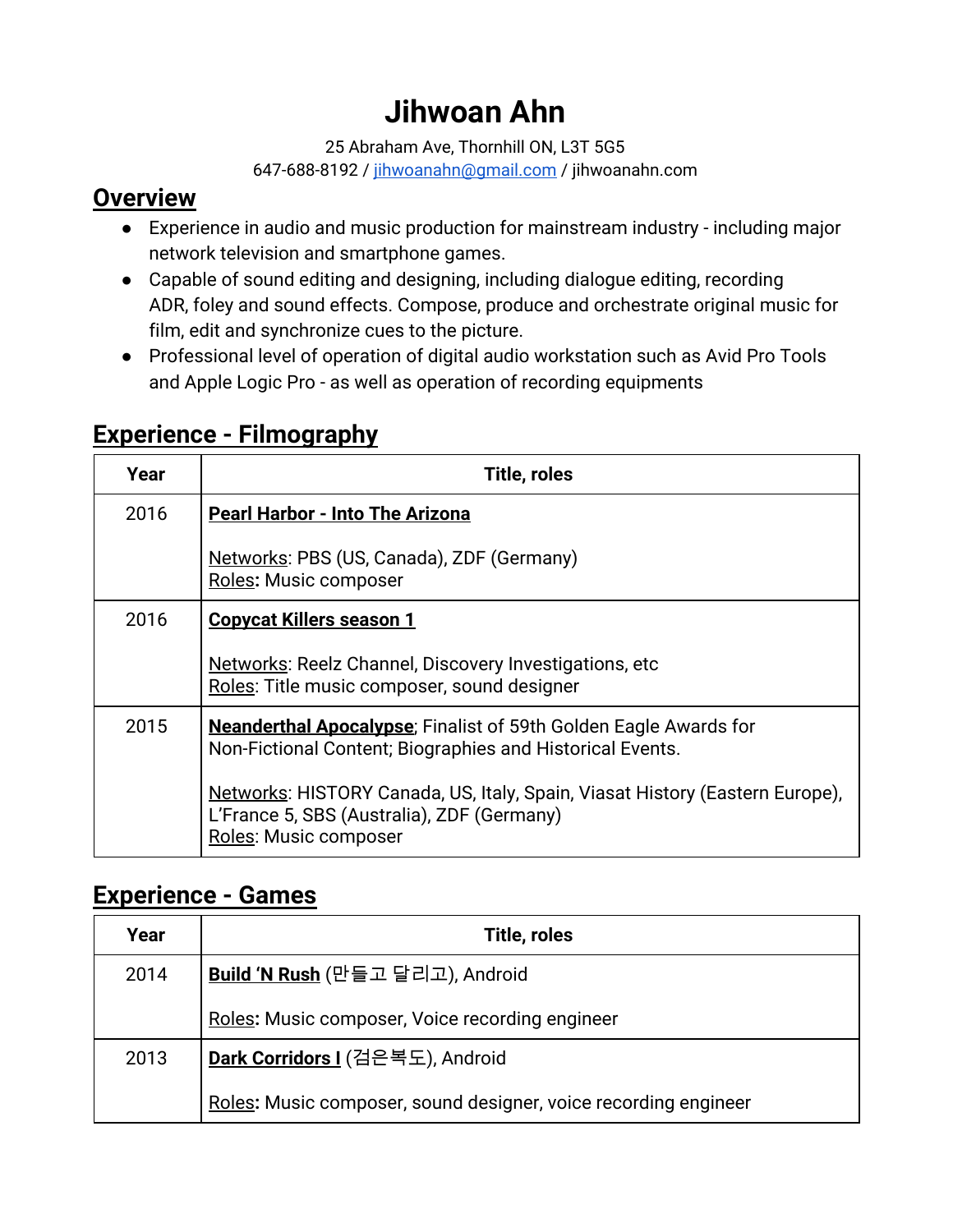# Jihwoan Ahn

25 Abraham Ave, Thornhill ON, L3T 5G5
647-688-8192 / jihwoanahn@gmail.com / jihwoanahn.com

## Overview

- Experience in audio and music production for mainstream industry - including major network television and smartphone games.
- Capable of sound editing and designing, including dialogue editing, recording ADR, foley and sound effects. Compose, produce and orchestrate original music for film, edit and synchronize cues to the picture.
- Professional level of operation of digital audio workstation such as Avid Pro Tools and Apple Logic Pro - as well as operation of recording equipments

## Experience - Filmography

| Year | Title, roles |
| --- | --- |
| 2016 | **Pearl Harbor - Into The Arizona**<br><br>Networks: PBS (US, Canada), ZDF (Germany)<br>Roles**:** Music composer |
| 2016 | **Copycat Killers season 1**<br><br>Networks: Reelz Channel, Discovery Investigations, etc<br>Roles: Title music composer, sound designer |
| 2015 | **Neanderthal Apocalypse**; Finalist of 59th Golden Eagle Awards for Non-Fictional Content; Biographies and Historical Events.<br><br>Networks: HISTORY Canada, US, Italy, Spain, Viasat History (Eastern Europe), L'France 5, SBS (Australia), ZDF (Germany)<br>Roles: Music composer |

## Experience - Games

| Year | Title, roles |
| --- | --- |
| 2014 | **Build 'N Rush** (만들고 달리고), Android<br><br>Roles**:** Music composer, Voice recording engineer |
| 2013 | **Dark Corridors I** (검은복도), Android<br><br>Roles**:** Music composer, sound designer, voice recording engineer |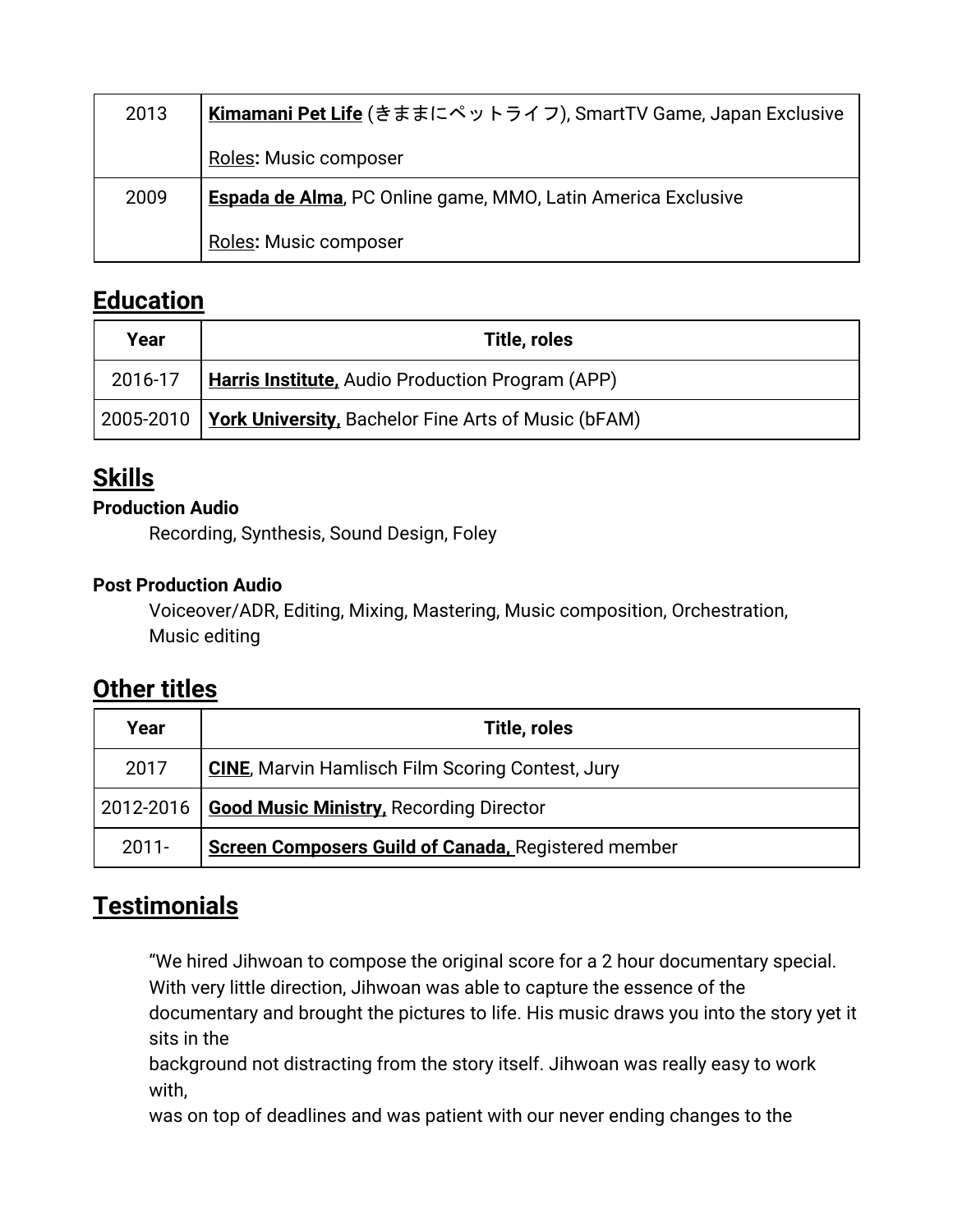| | |
|---|---|
| 2013 | **Kimamani Pet Life** (きままにペットライフ), SmartTV Game, Japan Exclusive<br><br>Roles**:** Music composer |
| 2009 | **Espada de Alma**, PC Online game, MMO, Latin America Exclusive<br><br>Roles**:** Music composer |

## Education

| Year | Title, roles |
|---|---|
| 2016-17 | **Harris Institute,** Audio Production Program (APP) |
| 2005-2010 | **York University,** Bachelor Fine Arts of Music (bFAM) |

## Skills

**Production Audio**

Recording, Synthesis, Sound Design, Foley

**Post Production Audio**

Voiceover/ADR, Editing, Mixing, Mastering, Music composition, Orchestration, Music editing

## Other titles

| Year | Title, roles |
|---|---|
| 2017 | **CINE**, Marvin Hamlisch Film Scoring Contest, Jury |
| 2012-2016 | **Good Music Ministry,** Recording Director |
| 2011- | **Screen Composers Guild of Canada,** Registered member |

## Testimonials

"We hired Jihwoan to compose the original score for a 2 hour documentary special. With very little direction, Jihwoan was able to capture the essence of the documentary and brought the pictures to life. His music draws you into the story yet it sits in the background not distracting from the story itself. Jihwoan was really easy to work with, was on top of deadlines and was patient with our never ending changes to the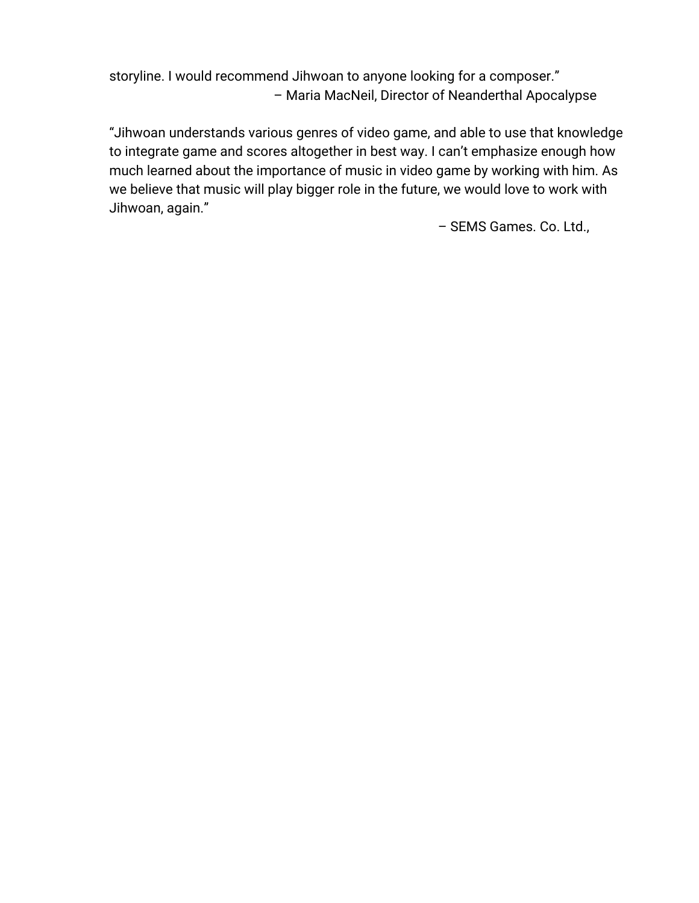storyline. I would recommend Jihwoan to anyone looking for a composer."

– Maria MacNeil, Director of Neanderthal Apocalypse

"Jihwoan understands various genres of video game, and able to use that knowledge to integrate game and scores altogether in best way. I can't emphasize enough how much learned about the importance of music in video game by working with him. As we believe that music will play bigger role in the future, we would love to work with Jihwoan, again."

– SEMS Games. Co. Ltd.,